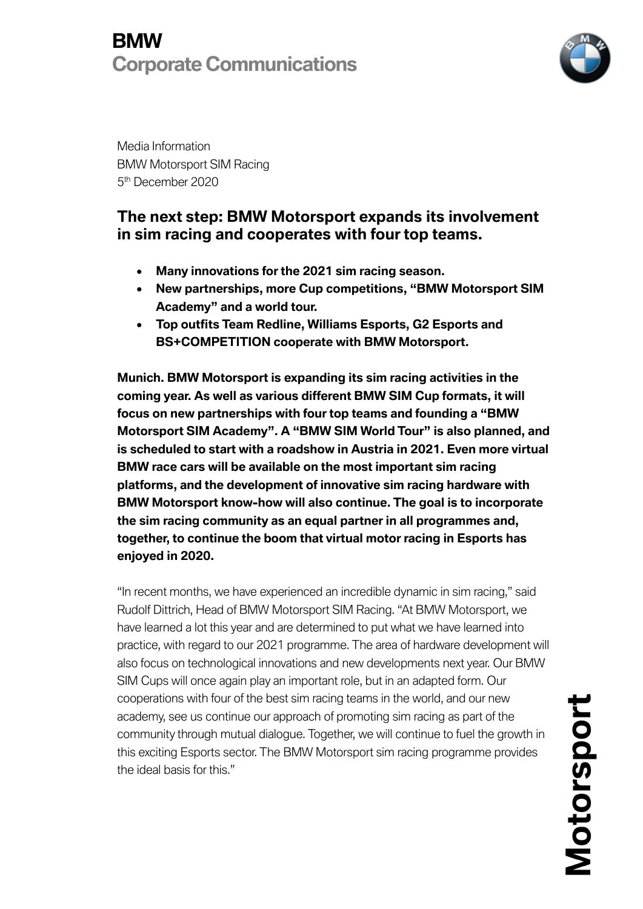# BMW
## Corporate Communications

Media Information
BMW Motorsport SIM Racing
5th December 2020

## The next step: BMW Motorsport expands its involvement in sim racing and cooperates with four top teams.

- **Many innovations for the 2021 sim racing season.**
- **New partnerships, more Cup competitions, "BMW Motorsport SIM Academy" and a world tour.**
- **Top outfits Team Redline, Williams Esports, G2 Esports and BS+COMPETITION cooperate with BMW Motorsport.**

**Munich. BMW Motorsport is expanding its sim racing activities in the coming year. As well as various different BMW SIM Cup formats, it will focus on new partnerships with four top teams and founding a "BMW Motorsport SIM Academy". A "BMW SIM World Tour" is also planned, and is scheduled to start with a roadshow in Austria in 2021. Even more virtual BMW race cars will be available on the most important sim racing platforms, and the development of innovative sim racing hardware with BMW Motorsport know-how will also continue. The goal is to incorporate the sim racing community as an equal partner in all programmes and, together, to continue the boom that virtual motor racing in Esports has enjoyed in 2020.**

"In recent months, we have experienced an incredible dynamic in sim racing," said Rudolf Dittrich, Head of BMW Motorsport SIM Racing. "At BMW Motorsport, we have learned a lot this year and are determined to put what we have learned into practice, with regard to our 2021 programme. The area of hardware development will also focus on technological innovations and new developments next year. Our BMW SIM Cups will once again play an important role, but in an adapted form. Our cooperations with four of the best sim racing teams in the world, and our new academy, see us continue our approach of promoting sim racing as part of the community through mutual dialogue. Together, we will continue to fuel the growth in this exciting Esports sector. The BMW Motorsport sim racing programme provides the ideal basis for this."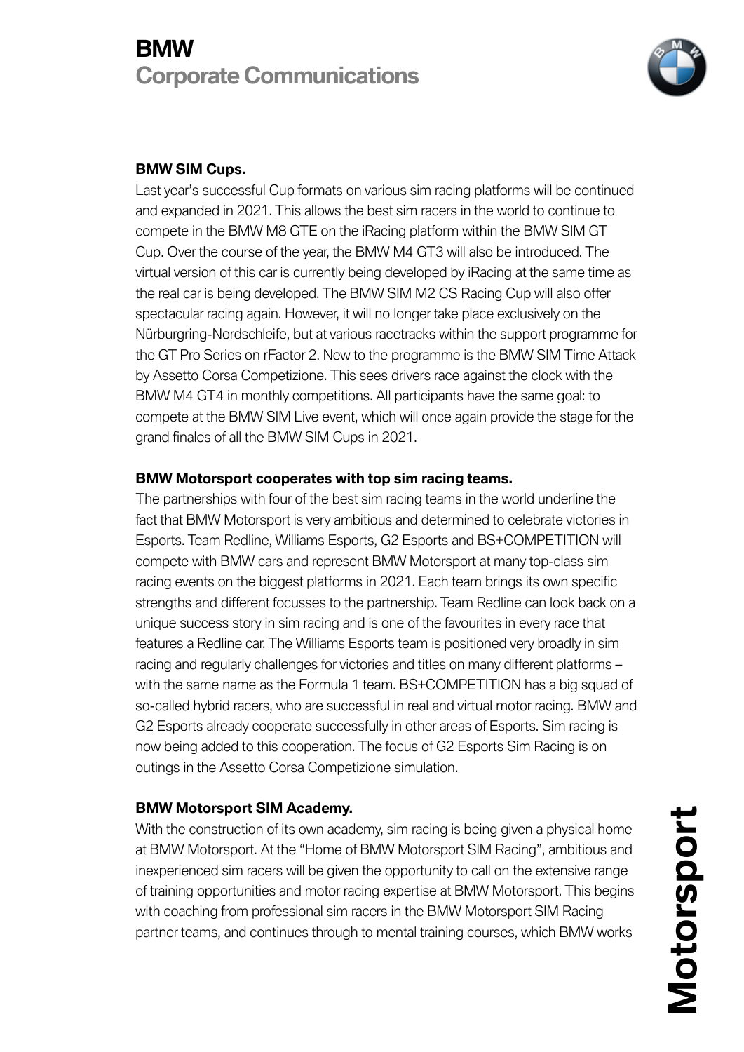**BMW SIM Cups.**

Last year's successful Cup formats on various sim racing platforms will be continued and expanded in 2021. This allows the best sim racers in the world to continue to compete in the BMW M8 GTE on the iRacing platform within the BMW SIM GT Cup. Over the course of the year, the BMW M4 GT3 will also be introduced. The virtual version of this car is currently being developed by iRacing at the same time as the real car is being developed. The BMW SIM M2 CS Racing Cup will also offer spectacular racing again. However, it will no longer take place exclusively on the Nürburgring-Nordschleife, but at various racetracks within the support programme for the GT Pro Series on rFactor 2. New to the programme is the BMW SIM Time Attack by Assetto Corsa Competizione. This sees drivers race against the clock with the BMW M4 GT4 in monthly competitions. All participants have the same goal: to compete at the BMW SIM Live event, which will once again provide the stage for the grand finales of all the BMW SIM Cups in 2021.

**BMW Motorsport cooperates with top sim racing teams.**

The partnerships with four of the best sim racing teams in the world underline the fact that BMW Motorsport is very ambitious and determined to celebrate victories in Esports. Team Redline, Williams Esports, G2 Esports and BS+COMPETITION will compete with BMW cars and represent BMW Motorsport at many top-class sim racing events on the biggest platforms in 2021. Each team brings its own specific strengths and different focusses to the partnership. Team Redline can look back on a unique success story in sim racing and is one of the favourites in every race that features a Redline car. The Williams Esports team is positioned very broadly in sim racing and regularly challenges for victories and titles on many different platforms – with the same name as the Formula 1 team. BS+COMPETITION has a big squad of so-called hybrid racers, who are successful in real and virtual motor racing. BMW and G2 Esports already cooperate successfully in other areas of Esports. Sim racing is now being added to this cooperation. The focus of G2 Esports Sim Racing is on outings in the Assetto Corsa Competizione simulation.

**BMW Motorsport SIM Academy.**

With the construction of its own academy, sim racing is being given a physical home at BMW Motorsport. At the "Home of BMW Motorsport SIM Racing", ambitious and inexperienced sim racers will be given the opportunity to call on the extensive range of training opportunities and motor racing expertise at BMW Motorsport. This begins with coaching from professional sim racers in the BMW Motorsport SIM Racing partner teams, and continues through to mental training courses, which BMW works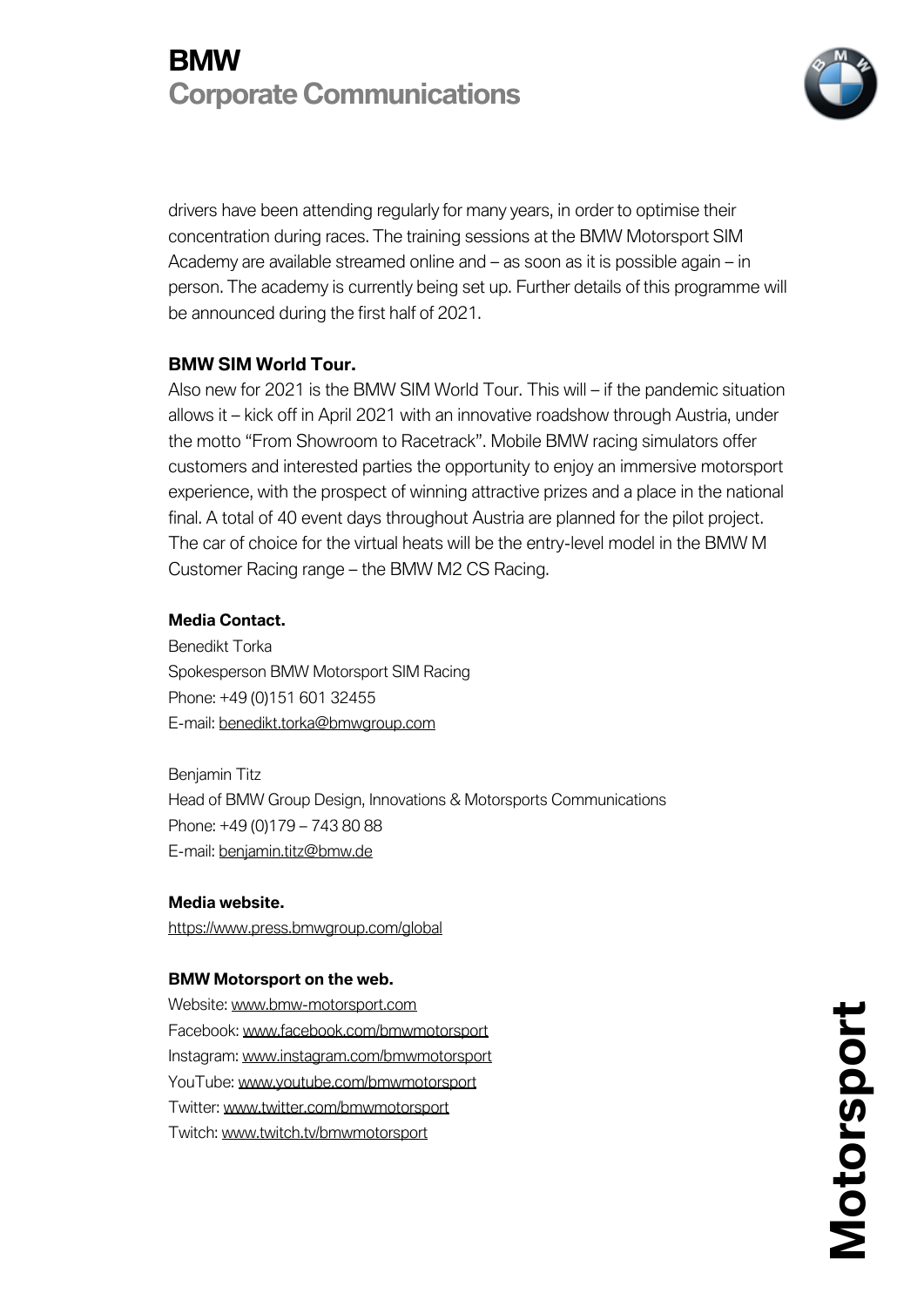drivers have been attending regularly for many years, in order to optimise their concentration during races. The training sessions at the BMW Motorsport SIM Academy are available streamed online and – as soon as it is possible again – in person. The academy is currently being set up. Further details of this programme will be announced during the first half of 2021.

**BMW SIM World Tour.**

Also new for 2021 is the BMW SIM World Tour. This will – if the pandemic situation allows it – kick off in April 2021 with an innovative roadshow through Austria, under the motto "From Showroom to Racetrack". Mobile BMW racing simulators offer customers and interested parties the opportunity to enjoy an immersive motorsport experience, with the prospect of winning attractive prizes and a place in the national final. A total of 40 event days throughout Austria are planned for the pilot project. The car of choice for the virtual heats will be the entry-level model in the BMW M Customer Racing range – the BMW M2 CS Racing.

**Media Contact.**

Benedikt Torka
Spokesperson BMW Motorsport SIM Racing
Phone: +49 (0)151 601 32455
E-mail: benedikt.torka@bmwgroup.com

Benjamin Titz
Head of BMW Group Design, Innovations & Motorsports Communications
Phone: +49 (0)179 – 743 80 88
E-mail: benjamin.titz@bmw.de

**Media website.**

https://www.press.bmwgroup.com/global

**BMW Motorsport on the web.**

Website: www.bmw-motorsport.com
Facebook: www.facebook.com/bmwmotorsport
Instagram: www.instagram.com/bmwmotorsport
YouTube: www.youtube.com/bmwmotorsport
Twitter: www.twitter.com/bmwmotorsport
Twitch: www.twitch.tv/bmwmotorsport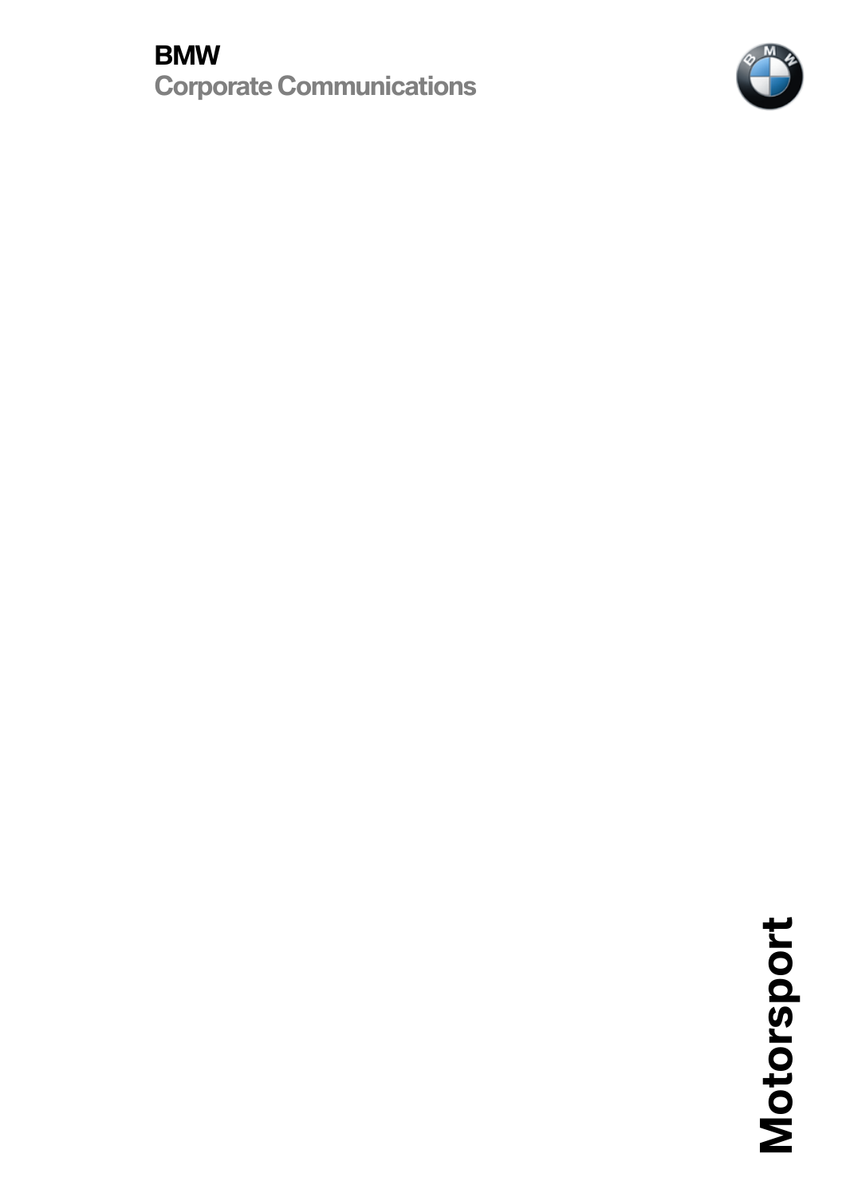**BMW**
**Corporate Communications**

**Motorsport**